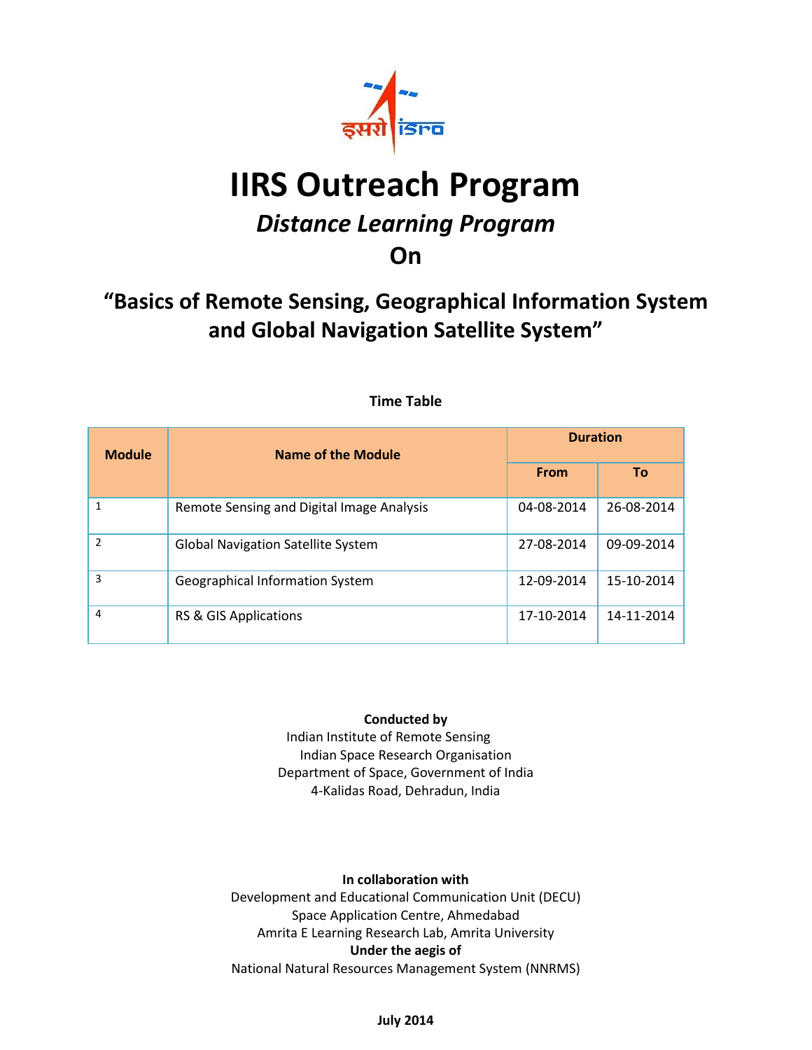# IIRS Outreach Program

## *Distance Learning Program*

## On

## "Basics of Remote Sensing, Geographical Information System and Global Navigation Satellite System"

**Time Table**

| Module | Name of the Module | Duration | |
|---|---|---|---|
| | | From | To |
| 1 | Remote Sensing and Digital Image Analysis | 04-08-2014 | 26-08-2014 |
| 2 | Global Navigation Satellite System | 27-08-2014 | 09-09-2014 |
| 3 | Geographical Information System | 12-09-2014 | 15-10-2014 |
| 4 | RS & GIS Applications | 17-10-2014 | 14-11-2014 |

**Conducted by**

Indian Institute of Remote Sensing
Indian Space Research Organisation
Department of Space, Government of India
4-Kalidas Road, Dehradun, India

**In collaboration with**

Development and Educational Communication Unit (DECU)
Space Application Centre, Ahmedabad
Amrita E Learning Research Lab, Amrita University

**Under the aegis of**

National Natural Resources Management System (NNRMS)

**July 2014**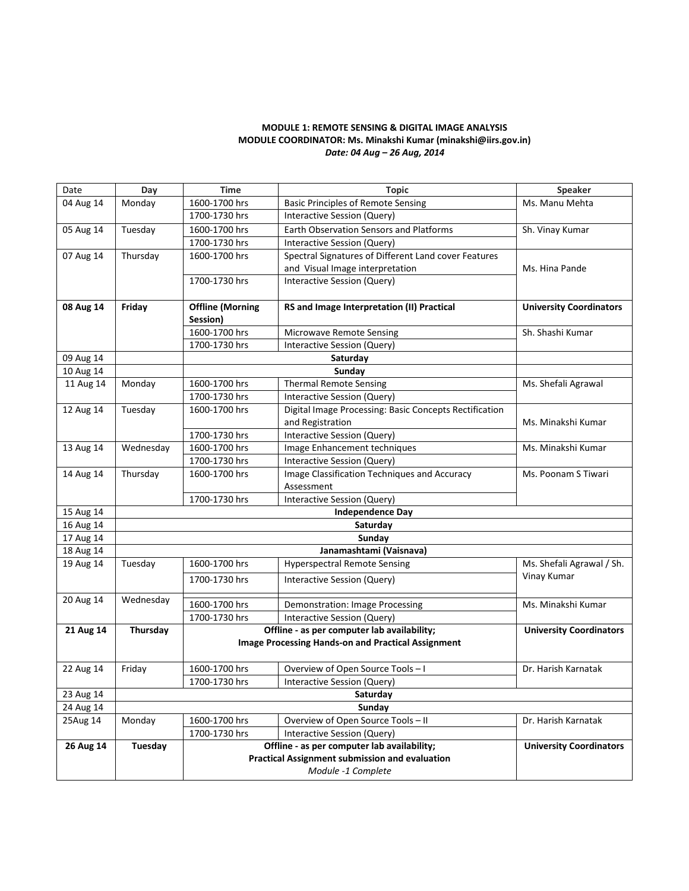**MODULE 1: REMOTE SENSING & DIGITAL IMAGE ANALYSIS**
**MODULE COORDINATOR: Ms. Minakshi Kumar (minakshi@iirs.gov.in)**
***Date: 04 Aug – 26 Aug, 2014***

| Date | Day | Time | Topic | Speaker |
|---|---|---|---|---|
| 04 Aug 14 | Monday | 1600-1700 hrs | Basic Principles of Remote Sensing | Ms. Manu Mehta |
| | | 1700-1730 hrs | Interactive Session (Query) | |
| 05 Aug 14 | Tuesday | 1600-1700 hrs | Earth Observation Sensors and Platforms | Sh. Vinay Kumar |
| | | 1700-1730 hrs | Interactive Session (Query) | |
| 07 Aug 14 | Thursday | 1600-1700 hrs | Spectral Signatures of Different Land cover Features and Visual Image interpretation | Ms. Hina Pande |
| | | 1700-1730 hrs | Interactive Session (Query) | |
| **08 Aug 14** | **Friday** | **Offline (Morning Session)** | **RS and Image Interpretation (II) Practical** | **University Coordinators** |
| | | 1600-1700 hrs | Microwave Remote Sensing | Sh. Shashi Kumar |
| | | 1700-1730 hrs | Interactive Session (Query) | |
| 09 Aug 14 | | **Saturday** | | |
| 10 Aug 14 | | **Sunday** | | |
| 11 Aug 14 | Monday | 1600-1700 hrs | Thermal Remote Sensing | Ms. Shefali Agrawal |
| | | 1700-1730 hrs | Interactive Session (Query) | |
| 12 Aug 14 | Tuesday | 1600-1700 hrs | Digital Image Processing: Basic Concepts Rectification and Registration | Ms. Minakshi Kumar |
| | | 1700-1730 hrs | Interactive Session (Query) | |
| 13 Aug 14 | Wednesday | 1600-1700 hrs | Image Enhancement techniques | Ms. Minakshi Kumar |
| | | 1700-1730 hrs | Interactive Session (Query) | |
| 14 Aug 14 | Thursday | 1600-1700 hrs | Image Classification Techniques and Accuracy Assessment | Ms. Poonam S Tiwari |
| | | 1700-1730 hrs | Interactive Session (Query) | |
| 15 Aug 14 | **Independence Day** | | | |
| 16 Aug 14 | **Saturday** | | | |
| 17 Aug 14 | **Sunday** | | | |
| 18 Aug 14 | **Janamashtami (Vaisnava)** | | | |
| 19 Aug 14 | Tuesday | 1600-1700 hrs | Hyperspectral Remote Sensing | Ms. Shefali Agrawal / Sh. Vinay Kumar |
| | | 1700-1730 hrs | Interactive Session (Query) | |
| 20 Aug 14 | Wednesday | 1600-1700 hrs | Demonstration: Image Processing | Ms. Minakshi Kumar |
| | | 1700-1730 hrs | Interactive Session (Query) | |
| **21 Aug 14** | **Thursday** | **Offline - as per computer lab availability; Image Processing Hands-on and Practical Assignment** | | **University Coordinators** |
| 22 Aug 14 | Friday | 1600-1700 hrs | Overview of Open Source Tools – I | Dr. Harish Karnatak |
| | | 1700-1730 hrs | Interactive Session (Query) | |
| 23 Aug 14 | **Saturday** | | | |
| 24 Aug 14 | **Sunday** | | | |
| 25Aug 14 | Monday | 1600-1700 hrs | Overview of Open Source Tools – II | Dr. Harish Karnatak |
| | | 1700-1730 hrs | Interactive Session (Query) | |
| **26 Aug 14** | **Tuesday** | **Offline - as per computer lab availability; Practical Assignment submission and evaluation** *Module -1 Complete* | | **University Coordinators** |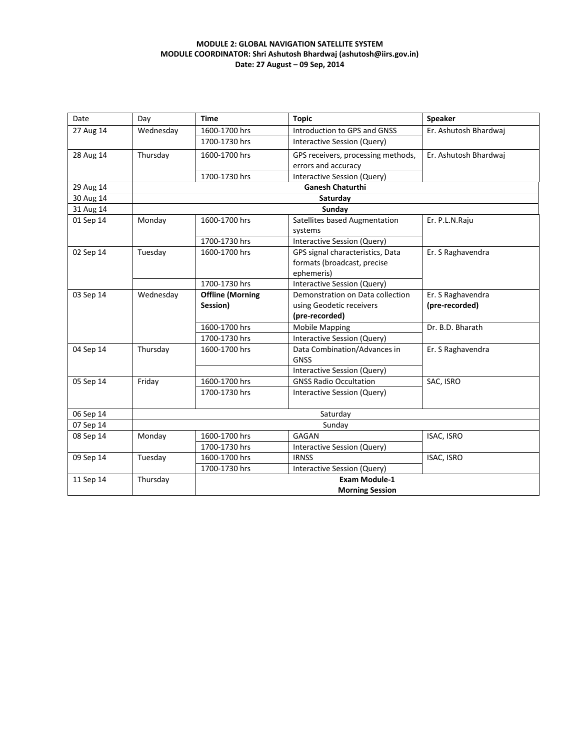**MODULE 2: GLOBAL NAVIGATION SATELLITE SYSTEM**
**MODULE COORDINATOR: Shri Ashutosh Bhardwaj (ashutosh@iirs.gov.in)**
**Date: 27 August – 09 Sep, 2014**

| Date | Day | **Time** | **Topic** | **Speaker** |
|---|---|---|---|---|
| 27 Aug 14 | Wednesday | 1600-1700 hrs | Introduction to GPS and GNSS | Er. Ashutosh Bhardwaj |
| | | 1700-1730 hrs | Interactive Session (Query) | |
| 28 Aug 14 | Thursday | 1600-1700 hrs | GPS receivers, processing methods, errors and accuracy | Er. Ashutosh Bhardwaj |
| | | 1700-1730 hrs | Interactive Session (Query) | |
| 29 Aug 14 | **Ganesh Chaturthi** | | | |
| 30 Aug 14 | **Saturday** | | | |
| 31 Aug 14 | **Sunday** | | | |
| 01 Sep 14 | Monday | 1600-1700 hrs | Satellites based Augmentation systems | Er. P.L.N.Raju |
| | | 1700-1730 hrs | Interactive Session (Query) | |
| 02 Sep 14 | Tuesday | 1600-1700 hrs | GPS signal characteristics, Data formats (broadcast, precise ephemeris) | Er. S Raghavendra |
| | | 1700-1730 hrs | Interactive Session (Query) | |
| 03 Sep 14 | Wednesday | **Offline (Morning Session)** | Demonstration on Data collection using Geodetic receivers **(pre-recorded)** | Er. S Raghavendra **(pre-recorded)** |
| | | 1600-1700 hrs | Mobile Mapping | Dr. B.D. Bharath |
| | | 1700-1730 hrs | Interactive Session (Query) | |
| 04 Sep 14 | Thursday | 1600-1700 hrs | Data Combination/Advances in GNSS | Er. S Raghavendra |
| | | | Interactive Session (Query) | |
| 05 Sep 14 | Friday | 1600-1700 hrs | GNSS Radio Occultation | SAC, ISRO |
| | | 1700-1730 hrs | Interactive Session (Query) | |
| 06 Sep 14 | Saturday | | | |
| 07 Sep 14 | Sunday | | | |
| 08 Sep 14 | Monday | 1600-1700 hrs | GAGAN | ISAC, ISRO |
| | | 1700-1730 hrs | Interactive Session (Query) | |
| 09 Sep 14 | Tuesday | 1600-1700 hrs | IRNSS | ISAC, ISRO |
| | | 1700-1730 hrs | Interactive Session (Query) | |
| 11 Sep 14 | Thursday | **Exam Module-1 Morning Session** | | |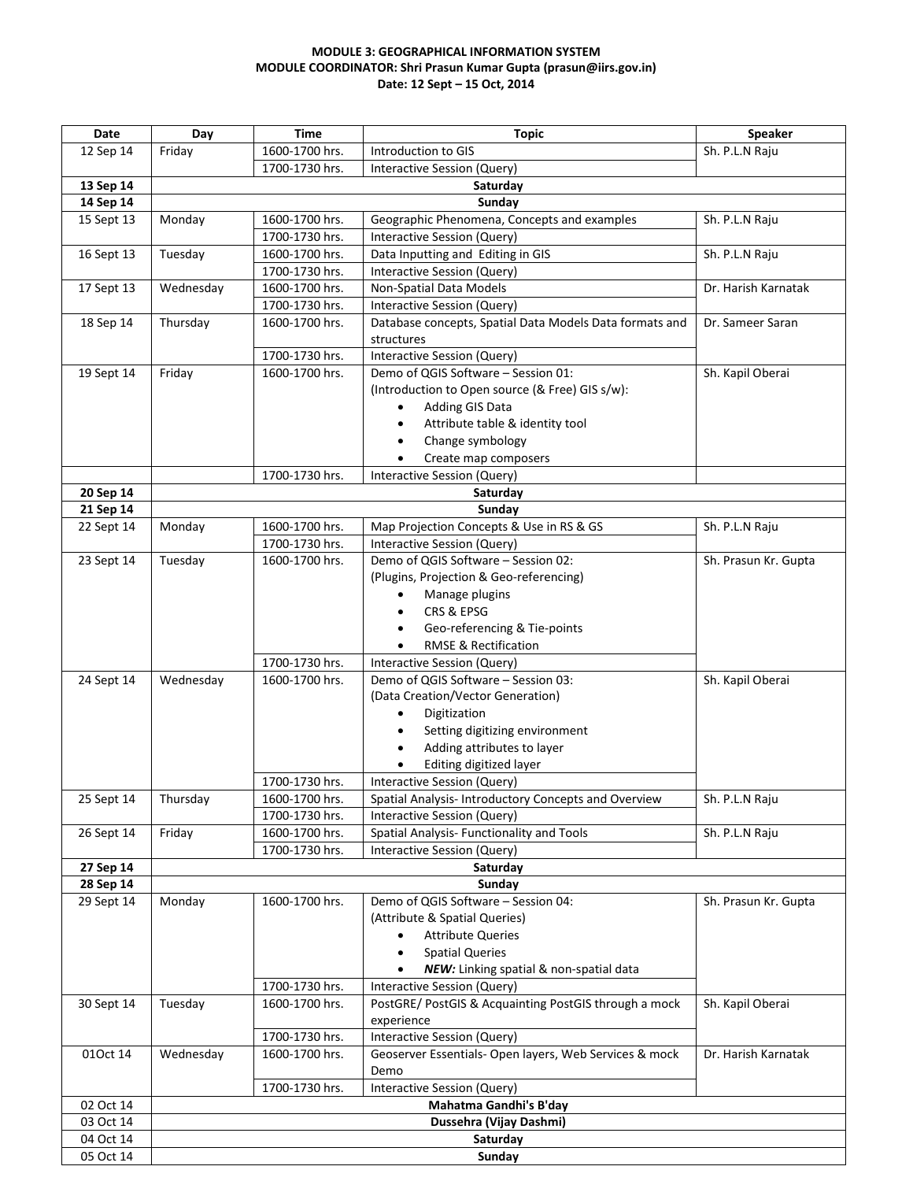**MODULE 3: GEOGRAPHICAL INFORMATION SYSTEM**
**MODULE COORDINATOR: Shri Prasun Kumar Gupta (prasun@iirs.gov.in)**
**Date: 12 Sept – 15 Oct, 2014**

| Date | Day | Time | Topic | Speaker |
|---|---|---|---|---|
| 12 Sep 14 | Friday | 1600-1700 hrs. | Introduction to GIS | Sh. P.L.N Raju |
| | | 1700-1730 hrs. | Interactive Session (Query) | |
| **13 Sep 14** | | | **Saturday** | |
| **14 Sep 14** | | | **Sunday** | |
| 15 Sept 13 | Monday | 1600-1700 hrs. | Geographic Phenomena, Concepts and examples | Sh. P.L.N Raju |
| | | 1700-1730 hrs. | Interactive Session (Query) | |
| 16 Sept 13 | Tuesday | 1600-1700 hrs. | Data Inputting and Editing in GIS | Sh. P.L.N Raju |
| | | 1700-1730 hrs. | Interactive Session (Query) | |
| 17 Sept 13 | Wednesday | 1600-1700 hrs. | Non-Spatial Data Models | Dr. Harish Karnatak |
| | | 1700-1730 hrs. | Interactive Session (Query) | |
| 18 Sep 14 | Thursday | 1600-1700 hrs. | Database concepts, Spatial Data Models Data formats and structures | Dr. Sameer Saran |
| | | 1700-1730 hrs. | Interactive Session (Query) | |
| 19 Sept 14 | Friday | 1600-1700 hrs. | Demo of QGIS Software – Session 01: (Introduction to Open source (& Free) GIS s/w): • Adding GIS Data • Attribute table & identity tool • Change symbology • Create map composers | Sh. Kapil Oberai |
| | | 1700-1730 hrs. | Interactive Session (Query) | |
| **20 Sep 14** | | | **Saturday** | |
| **21 Sep 14** | | | **Sunday** | |
| 22 Sept 14 | Monday | 1600-1700 hrs. | Map Projection Concepts & Use in RS & GS | Sh. P.L.N Raju |
| | | 1700-1730 hrs. | Interactive Session (Query) | |
| 23 Sept 14 | Tuesday | 1600-1700 hrs. | Demo of QGIS Software – Session 02: (Plugins, Projection & Geo-referencing) • Manage plugins • CRS & EPSG • Geo-referencing & Tie-points • RMSE & Rectification | Sh. Prasun Kr. Gupta |
| | | 1700-1730 hrs. | Interactive Session (Query) | |
| 24 Sept 14 | Wednesday | 1600-1700 hrs. | Demo of QGIS Software – Session 03: (Data Creation/Vector Generation) • Digitization • Setting digitizing environment • Adding attributes to layer • Editing digitized layer | Sh. Kapil Oberai |
| | | 1700-1730 hrs. | Interactive Session (Query) | |
| 25 Sept 14 | Thursday | 1600-1700 hrs. | Spatial Analysis- Introductory Concepts and Overview | Sh. P.L.N Raju |
| | | 1700-1730 hrs. | Interactive Session (Query) | |
| 26 Sept 14 | Friday | 1600-1700 hrs. | Spatial Analysis- Functionality and Tools | Sh. P.L.N Raju |
| | | 1700-1730 hrs. | Interactive Session (Query) | |
| **27 Sep 14** | | | **Saturday** | |
| **28 Sep 14** | | | **Sunday** | |
| 29 Sept 14 | Monday | 1600-1700 hrs. | Demo of QGIS Software – Session 04: (Attribute & Spatial Queries) • Attribute Queries • Spatial Queries • ***NEW:*** Linking spatial & non-spatial data | Sh. Prasun Kr. Gupta |
| | | 1700-1730 hrs. | Interactive Session (Query) | |
| 30 Sept 14 | Tuesday | 1600-1700 hrs. | PostGRE/ PostGIS & Acquainting PostGIS through a mock experience | Sh. Kapil Oberai |
| | | 1700-1730 hrs. | Interactive Session (Query) | |
| 01Oct 14 | Wednesday | 1600-1700 hrs. | Geoserver Essentials- Open layers, Web Services & mock Demo | Dr. Harish Karnatak |
| | | 1700-1730 hrs. | Interactive Session (Query) | |
| 02 Oct 14 | | | **Mahatma Gandhi's B'day** | |
| 03 Oct 14 | | | **Dussehra (Vijay Dashmi)** | |
| 04 Oct 14 | | | **Saturday** | |
| 05 Oct 14 | | | **Sunday** | |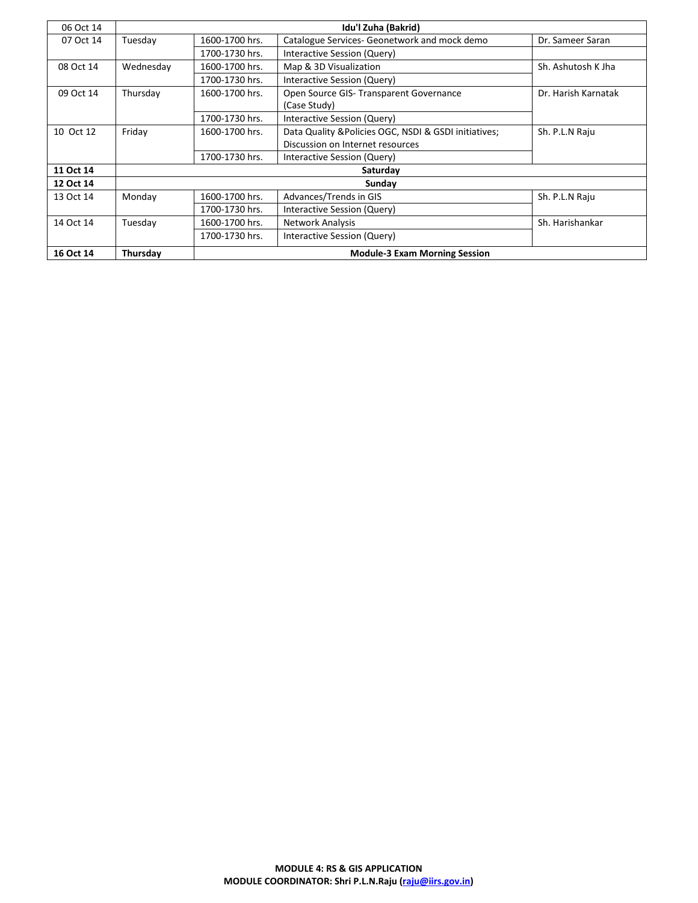| 06 Oct 14 | Idu'l Zuha (Bakrid) | | | |
|---|---|---|---|---|
| 07 Oct 14 | Tuesday | 1600-1700 hrs. | Catalogue Services- Geonetwork and mock demo | Dr. Sameer Saran |
| | | 1700-1730 hrs. | Interactive Session (Query) | |
| 08 Oct 14 | Wednesday | 1600-1700 hrs. | Map & 3D Visualization | Sh. Ashutosh K Jha |
| | | 1700-1730 hrs. | Interactive Session (Query) | |
| 09 Oct 14 | Thursday | 1600-1700 hrs. | Open Source GIS- Transparent Governance (Case Study) | Dr. Harish Karnatak |
| | | 1700-1730 hrs. | Interactive Session (Query) | |
| 10 Oct 12 | Friday | 1600-1700 hrs. | Data Quality &Policies OGC, NSDI & GSDI initiatives; Discussion on Internet resources | Sh. P.L.N Raju |
| | | 1700-1730 hrs. | Interactive Session (Query) | |
| **11 Oct 14** | **Saturday** | | | |
| **12 Oct 14** | **Sunday** | | | |
| 13 Oct 14 | Monday | 1600-1700 hrs. | Advances/Trends in GIS | Sh. P.L.N Raju |
| | | 1700-1730 hrs. | Interactive Session (Query) | |
| 14 Oct 14 | Tuesday | 1600-1700 hrs. | Network Analysis | Sh. Harishankar |
| | | 1700-1730 hrs. | Interactive Session (Query) | |
| **16 Oct 14** | **Thursday** | **Module-3 Exam Morning Session** | | |

**MODULE 4: RS & GIS APPLICATION**
**MODULE COORDINATOR: Shri P.L.N.Raju (raju@iirs.gov.in)**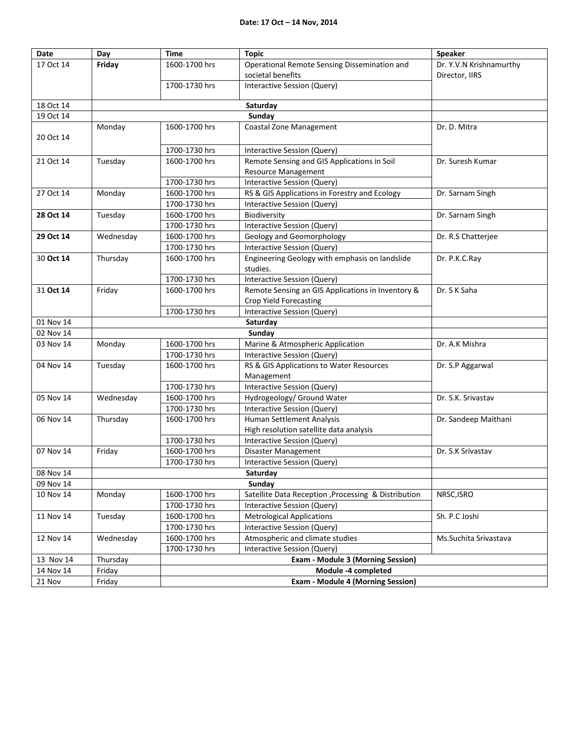**Date: 17 Oct – 14 Nov, 2014**

| Date | Day | Time | Topic | Speaker |
|---|---|---|---|---|
| 17 Oct 14 | **Friday** | 1600-1700 hrs | Operational Remote Sensing Dissemination and societal benefits | Dr. Y.V.N Krishnamurthy Director, IIRS |
| | | 1700-1730 hrs | Interactive Session (Query) | |
| 18 Oct 14 | **Saturday** | | | |
| 19 Oct 14 | **Sunday** | | | |
| 20 Oct 14 | Monday | 1600-1700 hrs | Coastal Zone Management | Dr. D. Mitra |
| | | 1700-1730 hrs | Interactive Session (Query) | |
| 21 Oct 14 | Tuesday | 1600-1700 hrs | Remote Sensing and GIS Applications in Soil Resource Management | Dr. Suresh Kumar |
| | | 1700-1730 hrs | Interactive Session (Query) | |
| 27 Oct 14 | Monday | 1600-1700 hrs | RS & GIS Applications in Forestry and Ecology | Dr. Sarnam Singh |
| | | 1700-1730 hrs | Interactive Session (Query) | |
| **28 Oct 14** | Tuesday | 1600-1700 hrs | Biodiversity | Dr. Sarnam Singh |
| | | 1700-1730 hrs | Interactive Session (Query) | |
| **29 Oct 14** | Wednesday | 1600-1700 hrs | Geology and Geomorphology | Dr. R.S Chatterjee |
| | | 1700-1730 hrs | Interactive Session (Query) | |
| 30 **Oct 14** | Thursday | 1600-1700 hrs | Engineering Geology with emphasis on landslide studies. | Dr. P.K.C.Ray |
| | | 1700-1730 hrs | Interactive Session (Query) | |
| 31 **Oct 14** | Friday | 1600-1700 hrs | Remote Sensing an GIS Applications in Inventory & Crop Yield Forecasting | Dr. S K Saha |
| | | 1700-1730 hrs | Interactive Session (Query) | |
| 01 Nov 14 | **Saturday** | | | |
| 02 Nov 14 | **Sunday** | | | |
| 03 Nov 14 | Monday | 1600-1700 hrs | Marine & Atmospheric Application | Dr. A.K Mishra |
| | | 1700-1730 hrs | Interactive Session (Query) | |
| 04 Nov 14 | Tuesday | 1600-1700 hrs | RS & GIS Applications to Water Resources Management | Dr. S.P Aggarwal |
| | | 1700-1730 hrs | Interactive Session (Query) | |
| 05 Nov 14 | Wednesday | 1600-1700 hrs | Hydrogeology/ Ground Water | Dr. S.K. Srivastav |
| | | 1700-1730 hrs | Interactive Session (Query) | |
| 06 Nov 14 | Thursday | 1600-1700 hrs | Human Settlement Analysis High resolution satellite data analysis | Dr. Sandeep Maithani |
| | | 1700-1730 hrs | Interactive Session (Query) | |
| 07 Nov 14 | Friday | 1600-1700 hrs | Disaster Management | Dr. S.K Srivastav |
| | | 1700-1730 hrs | Interactive Session (Query) | |
| 08 Nov 14 | **Saturday** | | | |
| 09 Nov 14 | **Sunday** | | | |
| 10 Nov 14 | Monday | 1600-1700 hrs | Satellite Data Reception ,Processing & Distribution | NRSC,ISRO |
| | | 1700-1730 hrs | Interactive Session (Query) | |
| 11 Nov 14 | Tuesday | 1600-1700 hrs | Metrological Applications | Sh. P.C Joshi |
| | | 1700-1730 hrs | Interactive Session (Query) | |
| 12 Nov 14 | Wednesday | 1600-1700 hrs | Atmospheric and climate studies | Ms.Suchita Srivastava |
| | | 1700-1730 hrs | Interactive Session (Query) | |
| 13 Nov 14 | Thursday | **Exam - Module 3 (Morning Session)** | | |
| 14 Nov 14 | Friday | **Module -4 completed** | | |
| 21 Nov | Friday | **Exam - Module 4 (Morning Session)** | | |